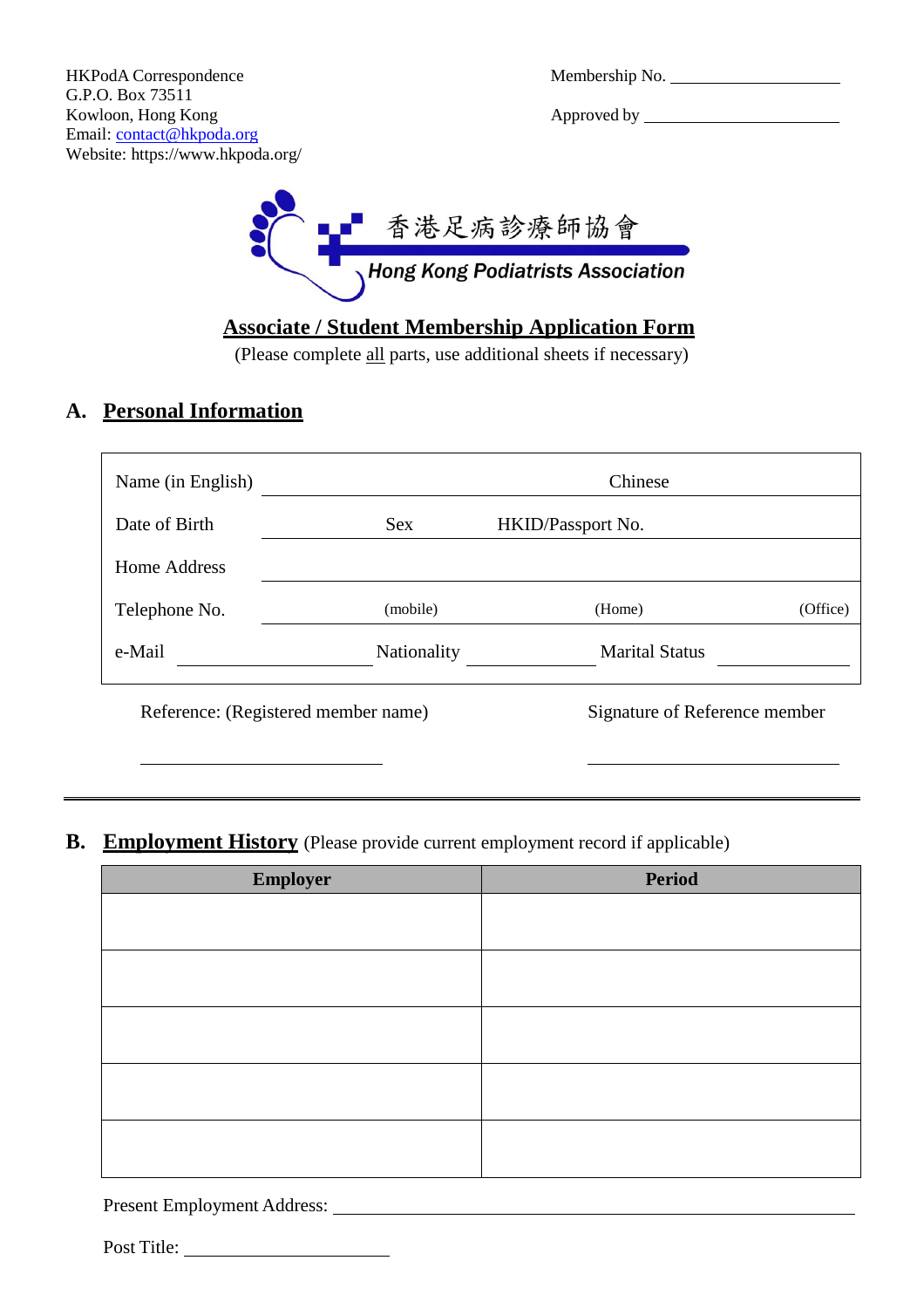HKPodA Correspondence
G.P.O. Box 73511
Kowloon, Hong Kong
Email: contact@hkpoda.org
Website: https://www.hkpoda.org/

Membership No. ____________________

Approved by ______________________

香港足病診療師協會
*Hong Kong Podiatrists Association*

# Associate / Student Membership Application Form

(Please complete all parts, use additional sheets if necessary)

## A. Personal Information

| | | | |
|---|---|---|---|
| Name (in English) | | Chinese | |
| Date of Birth | Sex | HKID/Passport No. | |
| Home Address | | | |
| Telephone No. | (mobile) | (Home) | (Office) |
| e-Mail | Nationality | Marital Status | |

Reference: (Registered member name) ____________________

Signature of Reference member ____________________

## B. Employment History (Please provide current employment record if applicable)

| Employer | Period |
|---|---|
| | |
| | |
| | |
| | |
| | |

Present Employment Address: ________________________________________

Post Title: ____________________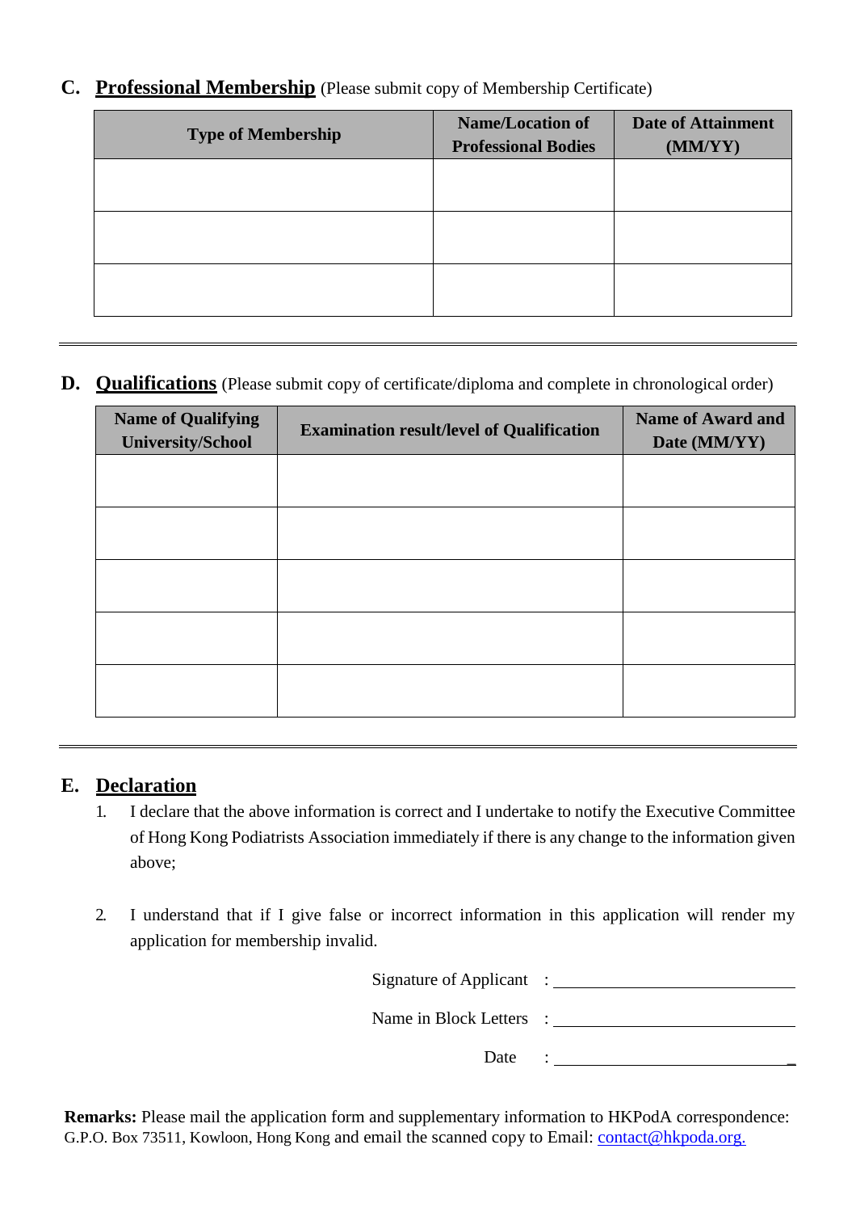## C. Professional Membership (Please submit copy of Membership Certificate)

| Type of Membership | Name/Location of Professional Bodies | Date of Attainment (MM/YY) |
|---|---|---|
| | | |
| | | |
| | | |

## D. Qualifications (Please submit copy of certificate/diploma and complete in chronological order)

| Name of Qualifying University/School | Examination result/level of Qualification | Name of Award and Date (MM/YY) |
|---|---|---|
| | | |
| | | |
| | | |
| | | |
| | | |

## E. Declaration

1. I declare that the above information is correct and I undertake to notify the Executive Committee of Hong Kong Podiatrists Association immediately if there is any change to the information given above;

2. I understand that if I give false or incorrect information in this application will render my application for membership invalid.

Signature of Applicant : ______________________________

Name in Block Letters : ______________________________

Date : ______________________________

**Remarks:** Please mail the application form and supplementary information to HKPodA correspondence: G.P.O. Box 73511, Kowloon, Hong Kong and email the scanned copy to Email: contact@hkpoda.org.